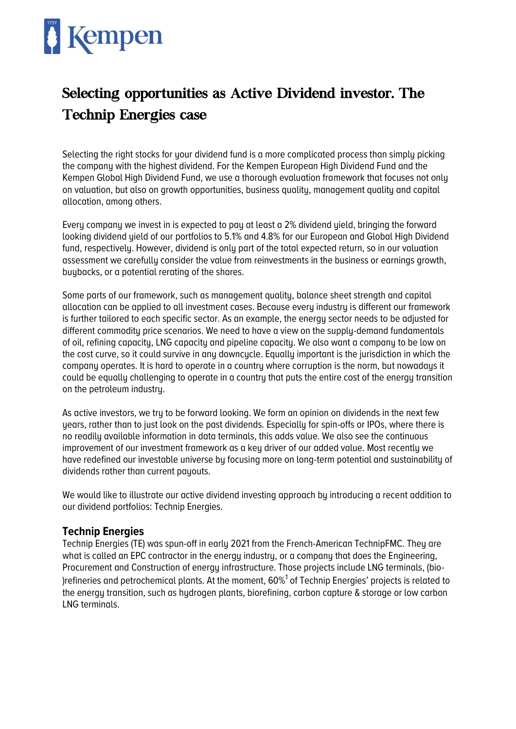# Selecting opportunities as Active Dividend investor. The Technip Energies case

Selecting the right stocks for your dividend fund is a more complicated process than simply picking the company with the highest dividend. For the Kempen European High Dividend Fund and the Kempen Global High Dividend Fund, we use a thorough evaluation framework that focuses not only on valuation, but also on growth opportunities, business quality, management quality and capital allocation, among others.

Every company we invest in is expected to pay at least a 2% dividend yield, bringing the forward looking dividend yield of our portfolios to 5.1% and 4.8% for our European and Global High Dividend fund, respectively. However, dividend is only part of the total expected return, so in our valuation assessment we carefully consider the value from reinvestments in the business or earnings growth, buybacks, or a potential rerating of the shares.

Some parts of our framework, such as management quality, balance sheet strength and capital allocation can be applied to all investment cases. Because every industry is different our framework is further tailored to each specific sector. As an example, the energy sector needs to be adjusted for different commodity price scenarios. We need to have a view on the supply-demand fundamentals of oil, refining capacity, LNG capacity and pipeline capacity. We also want a company to be low on the cost curve, so it could survive in any downcycle. Equally important is the jurisdiction in which the company operates. It is hard to operate in a country where corruption is the norm, but nowadays it could be equally challenging to operate in a country that puts the entire cost of the energy transition on the petroleum industry.

As active investors, we try to be forward looking. We form an opinion on dividends in the next few years, rather than to just look on the past dividends. Especially for spin-offs or IPOs, where there is no readily available information in data terminals, this adds value. We also see the continuous improvement of our investment framework as a key driver of our added value. Most recently we have redefined our investable universe by focusing more on long-term potential and sustainability of dividends rather than current payouts.

We would like to illustrate our active dividend investing approach by introducing a recent addition to our dividend portfolios: Technip Energies.

## Technip Energies

Technip Energies (TE) was spun-off in early 2021 from the French-American TechnipFMC. They are what is called an EPC contractor in the energy industry, or a company that does the Engineering, Procurement and Construction of energy infrastructure. Those projects include LNG terminals, (bio-)refineries and petrochemical plants. At the moment, 60%[1] of Technip Energies' projects is related to the energy transition, such as hydrogen plants, biorefining, carbon capture & storage or low carbon LNG terminals.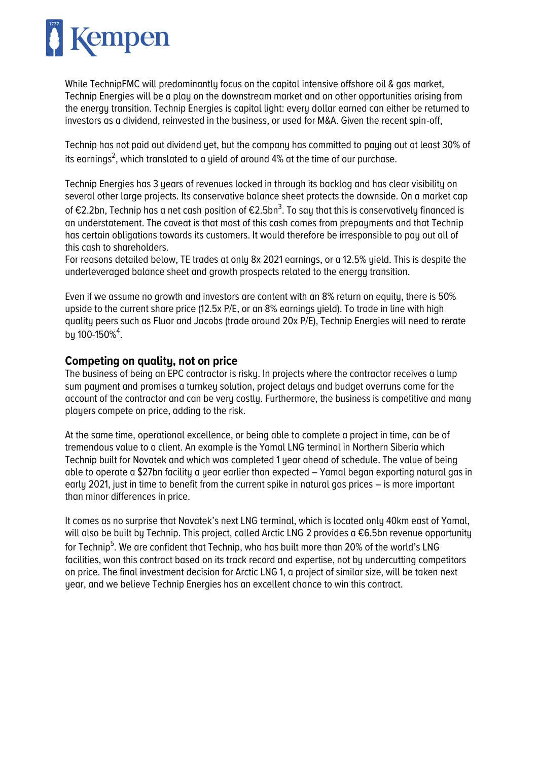While TechnipFMC will predominantly focus on the capital intensive offshore oil & gas market, Technip Energies will be a play on the downstream market and on other opportunities arising from the energy transition. Technip Energies is capital light: every dollar earned can either be returned to investors as a dividend, reinvested in the business, or used for M&A. Given the recent spin-off,

Technip has not paid out dividend yet, but the company has committed to paying out at least 30% of its earnings[2], which translated to a yield of around 4% at the time of our purchase.

Technip Energies has 3 years of revenues locked in through its backlog and has clear visibility on several other large projects. Its conservative balance sheet protects the downside. On a market cap of €2.2bn, Technip has a net cash position of €2.5bn[3]. To say that this is conservatively financed is an understatement. The caveat is that most of this cash comes from prepayments and that Technip has certain obligations towards its customers. It would therefore be irresponsible to pay out all of this cash to shareholders.
For reasons detailed below, TE trades at only 8x 2021 earnings, or a 12.5% yield. This is despite the underleveraged balance sheet and growth prospects related to the energy transition.

Even if we assume no growth and investors are content with an 8% return on equity, there is 50% upside to the current share price (12.5x P/E, or an 8% earnings yield). To trade in line with high quality peers such as Fluor and Jacobs (trade around 20x P/E), Technip Energies will need to rerate by 100-150%[4].

## Competing on quality, not on price

The business of being an EPC contractor is risky. In projects where the contractor receives a lump sum payment and promises a turnkey solution, project delays and budget overruns come for the account of the contractor and can be very costly. Furthermore, the business is competitive and many players compete on price, adding to the risk.

At the same time, operational excellence, or being able to complete a project in time, can be of tremendous value to a client. An example is the Yamal LNG terminal in Northern Siberia which Technip built for Novatek and which was completed 1 year ahead of schedule. The value of being able to operate a $27bn facility a year earlier than expected – Yamal began exporting natural gas in early 2021, just in time to benefit from the current spike in natural gas prices – is more important than minor differences in price.

It comes as no surprise that Novatek's next LNG terminal, which is located only 40km east of Yamal, will also be built by Technip. This project, called Arctic LNG 2 provides a €6.5bn revenue opportunity for Technip[5]. We are confident that Technip, who has built more than 20% of the world's LNG facilities, won this contract based on its track record and expertise, not by undercutting competitors on price. The final investment decision for Arctic LNG 1, a project of similar size, will be taken next year, and we believe Technip Energies has an excellent chance to win this contract.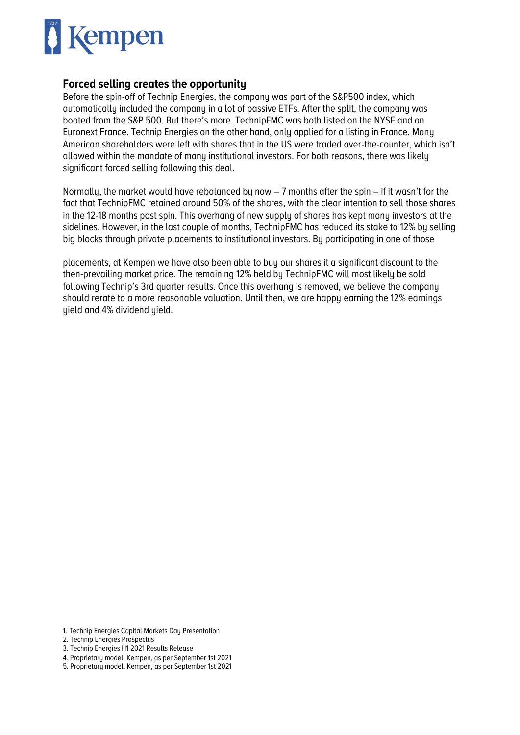## Forced selling creates the opportunity

Before the spin-off of Technip Energies, the company was part of the S&P500 index, which automatically included the company in a lot of passive ETFs. After the split, the company was booted from the S&P 500. But there's more. TechnipFMC was both listed on the NYSE and on Euronext France. Technip Energies on the other hand, only applied for a listing in France. Many American shareholders were left with shares that in the US were traded over-the-counter, which isn't allowed within the mandate of many institutional investors. For both reasons, there was likely significant forced selling following this deal.

Normally, the market would have rebalanced by now – 7 months after the spin – if it wasn't for the fact that TechnipFMC retained around 50% of the shares, with the clear intention to sell those shares in the 12-18 months post spin. This overhang of new supply of shares has kept many investors at the sidelines. However, in the last couple of months, TechnipFMC has reduced its stake to 12% by selling big blocks through private placements to institutional investors. By participating in one of those placements, at Kempen we have also been able to buy our shares it a significant discount to the then-prevailing market price. The remaining 12% held by TechnipFMC will most likely be sold following Technip's 3rd quarter results. Once this overhang is removed, we believe the company should rerate to a more reasonable valuation. Until then, we are happy earning the 12% earnings yield and 4% dividend yield.

1. Technip Energies Capital Markets Day Presentation
2. Technip Energies Prospectus
3. Technip Energies H1 2021 Results Release
4. Proprietary model, Kempen, as per September 1st 2021
5. Proprietary model, Kempen, as per September 1st 2021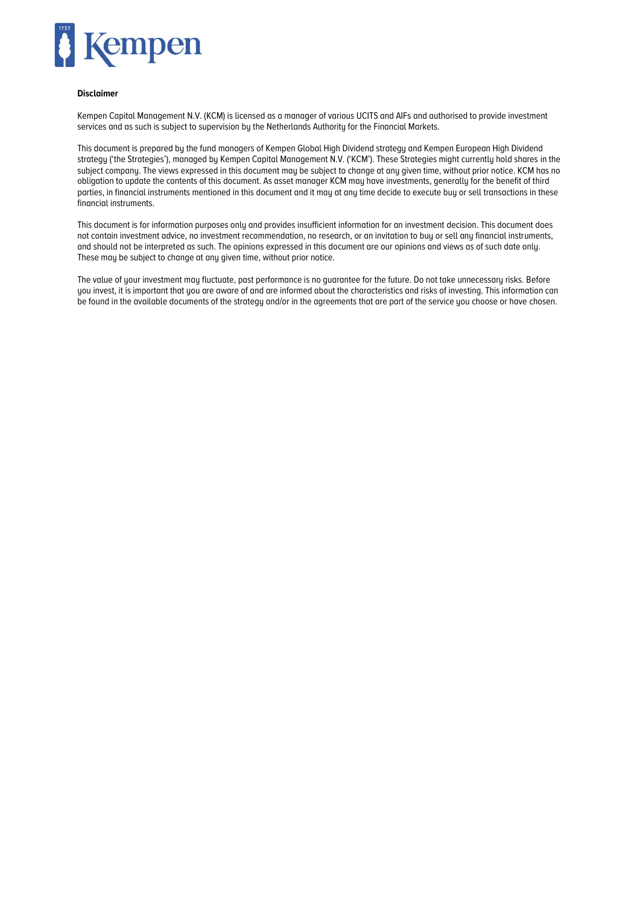**Disclaimer**

Kempen Capital Management N.V. (KCM) is licensed as a manager of various UCITS and AIFs and authorised to provide investment services and as such is subject to supervision by the Netherlands Authority for the Financial Markets.

This document is prepared by the fund managers of Kempen Global High Dividend strategy and Kempen European High Dividend strategy ('the Strategies'), managed by Kempen Capital Management N.V. ('KCM'). These Strategies might currently hold shares in the subject company. The views expressed in this document may be subject to change at any given time, without prior notice. KCM has no obligation to update the contents of this document. As asset manager KCM may have investments, generally for the benefit of third parties, in financial instruments mentioned in this document and it may at any time decide to execute buy or sell transactions in these financial instruments.

This document is for information purposes only and provides insufficient information for an investment decision. This document does not contain investment advice, no investment recommendation, no research, or an invitation to buy or sell any financial instruments, and should not be interpreted as such. The opinions expressed in this document are our opinions and views as of such date only. These may be subject to change at any given time, without prior notice.

The value of your investment may fluctuate, past performance is no guarantee for the future. Do not take unnecessary risks. Before you invest, it is important that you are aware of and are informed about the characteristics and risks of investing. This information can be found in the available documents of the strategy and/or in the agreements that are part of the service you choose or have chosen.